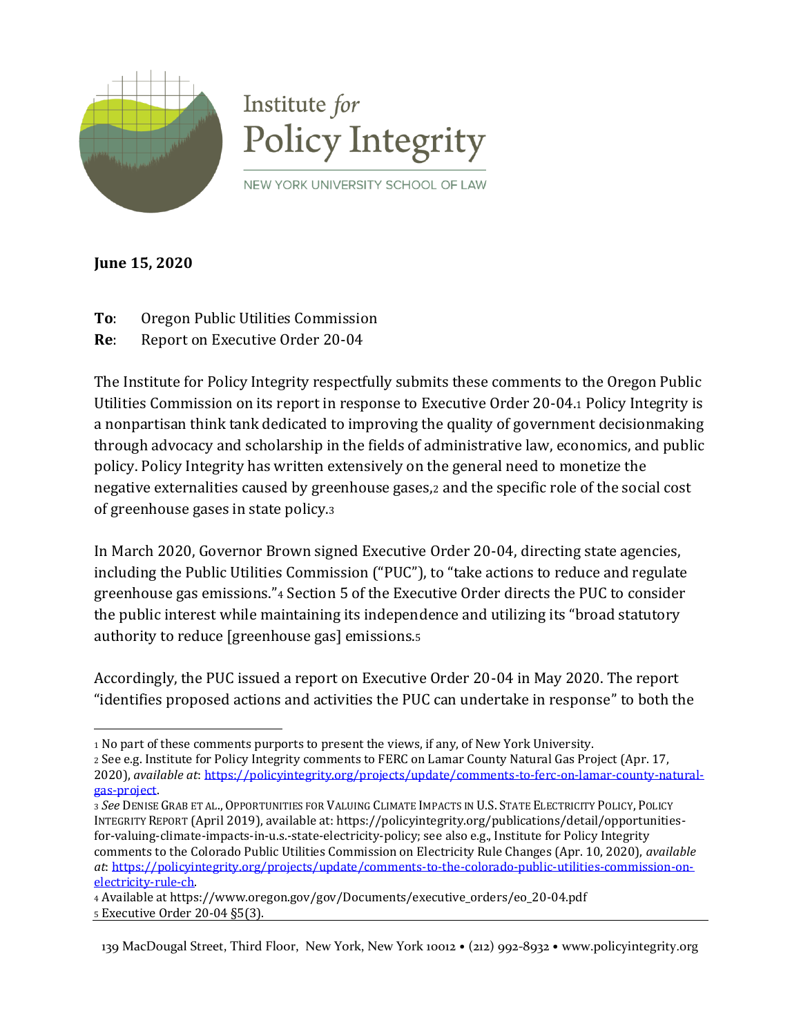Institute *for* Policy Integrity

NEW YORK UNIVERSITY SCHOOL OF LAW

**June 15, 2020**

**To**: Oregon Public Utilities Commission
**Re**: Report on Executive Order 20-04

The Institute for Policy Integrity respectfully submits these comments to the Oregon Public Utilities Commission on its report in response to Executive Order 20-04.[1] Policy Integrity is a nonpartisan think tank dedicated to improving the quality of government decisionmaking through advocacy and scholarship in the fields of administrative law, economics, and public policy. Policy Integrity has written extensively on the general need to monetize the negative externalities caused by greenhouse gases,[2] and the specific role of the social cost of greenhouse gases in state policy.[3]

In March 2020, Governor Brown signed Executive Order 20-04, directing state agencies, including the Public Utilities Commission ("PUC"), to "take actions to reduce and regulate greenhouse gas emissions."[4] Section 5 of the Executive Order directs the PUC to consider the public interest while maintaining its independence and utilizing its "broad statutory authority to reduce [greenhouse gas] emissions.[5]

Accordingly, the PUC issued a report on Executive Order 20-04 in May 2020. The report "identifies proposed actions and activities the PUC can undertake in response" to both the

---

[1] No part of these comments purports to present the views, if any, of New York University.

[2] See e.g. Institute for Policy Integrity comments to FERC on Lamar County Natural Gas Project (Apr. 17, 2020), *available at*: https://policyintegrity.org/projects/update/comments-to-ferc-on-lamar-county-natural-gas-project.

[3] *See* DENISE GRAB ET AL., OPPORTUNITIES FOR VALUING CLIMATE IMPACTS IN U.S. STATE ELECTRICITY POLICY, POLICY INTEGRITY REPORT (April 2019), available at: https://policyintegrity.org/publications/detail/opportunities-for-valuing-climate-impacts-in-u.s.-state-electricity-policy; see also e.g., Institute for Policy Integrity comments to the Colorado Public Utilities Commission on Electricity Rule Changes (Apr. 10, 2020), *available at*: https://policyintegrity.org/projects/update/comments-to-the-colorado-public-utilities-commission-on-electricity-rule-ch.

[4] Available at https://www.oregon.gov/gov/Documents/executive_orders/eo_20-04.pdf

[5] Executive Order 20-04 §5(3).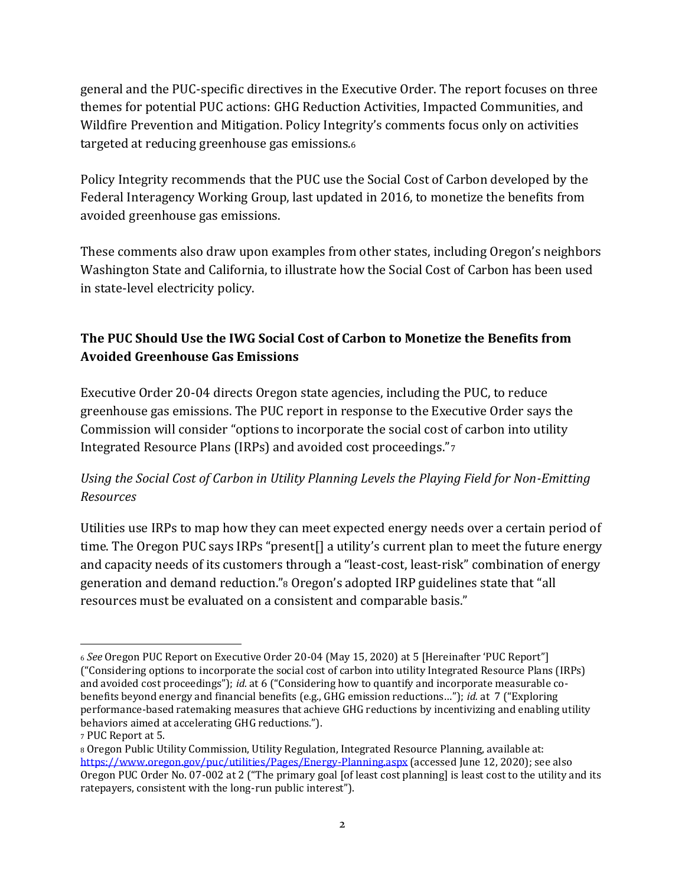general and the PUC-specific directives in the Executive Order. The report focuses on three themes for potential PUC actions: GHG Reduction Activities, Impacted Communities, and Wildfire Prevention and Mitigation. Policy Integrity's comments focus only on activities targeted at reducing greenhouse gas emissions.[6]

Policy Integrity recommends that the PUC use the Social Cost of Carbon developed by the Federal Interagency Working Group, last updated in 2016, to monetize the benefits from avoided greenhouse gas emissions.

These comments also draw upon examples from other states, including Oregon's neighbors Washington State and California, to illustrate how the Social Cost of Carbon has been used in state-level electricity policy.

## The PUC Should Use the IWG Social Cost of Carbon to Monetize the Benefits from Avoided Greenhouse Gas Emissions

Executive Order 20-04 directs Oregon state agencies, including the PUC, to reduce greenhouse gas emissions. The PUC report in response to the Executive Order says the Commission will consider "options to incorporate the social cost of carbon into utility Integrated Resource Plans (IRPs) and avoided cost proceedings."[7]

### *Using the Social Cost of Carbon in Utility Planning Levels the Playing Field for Non-Emitting Resources*

Utilities use IRPs to map how they can meet expected energy needs over a certain period of time. The Oregon PUC says IRPs "present[] a utility's current plan to meet the future energy and capacity needs of its customers through a "least-cost, least-risk" combination of energy generation and demand reduction."[8] Oregon's adopted IRP guidelines state that "all resources must be evaluated on a consistent and comparable basis."

---

[6] *See* Oregon PUC Report on Executive Order 20-04 (May 15, 2020) at 5 [Hereinafter 'PUC Report"] ("Considering options to incorporate the social cost of carbon into utility Integrated Resource Plans (IRPs) and avoided cost proceedings"); *id.* at 6 ("Considering how to quantify and incorporate measurable co-benefits beyond energy and financial benefits (e.g., GHG emission reductions…"); *id.* at 7 ("Exploring performance-based ratemaking measures that achieve GHG reductions by incentivizing and enabling utility behaviors aimed at accelerating GHG reductions.").

[7] PUC Report at 5.

[8] Oregon Public Utility Commission, Utility Regulation, Integrated Resource Planning, available at: https://www.oregon.gov/puc/utilities/Pages/Energy-Planning.aspx (accessed June 12, 2020); see also Oregon PUC Order No. 07-002 at 2 ("The primary goal [of least cost planning] is least cost to the utility and its ratepayers, consistent with the long-run public interest").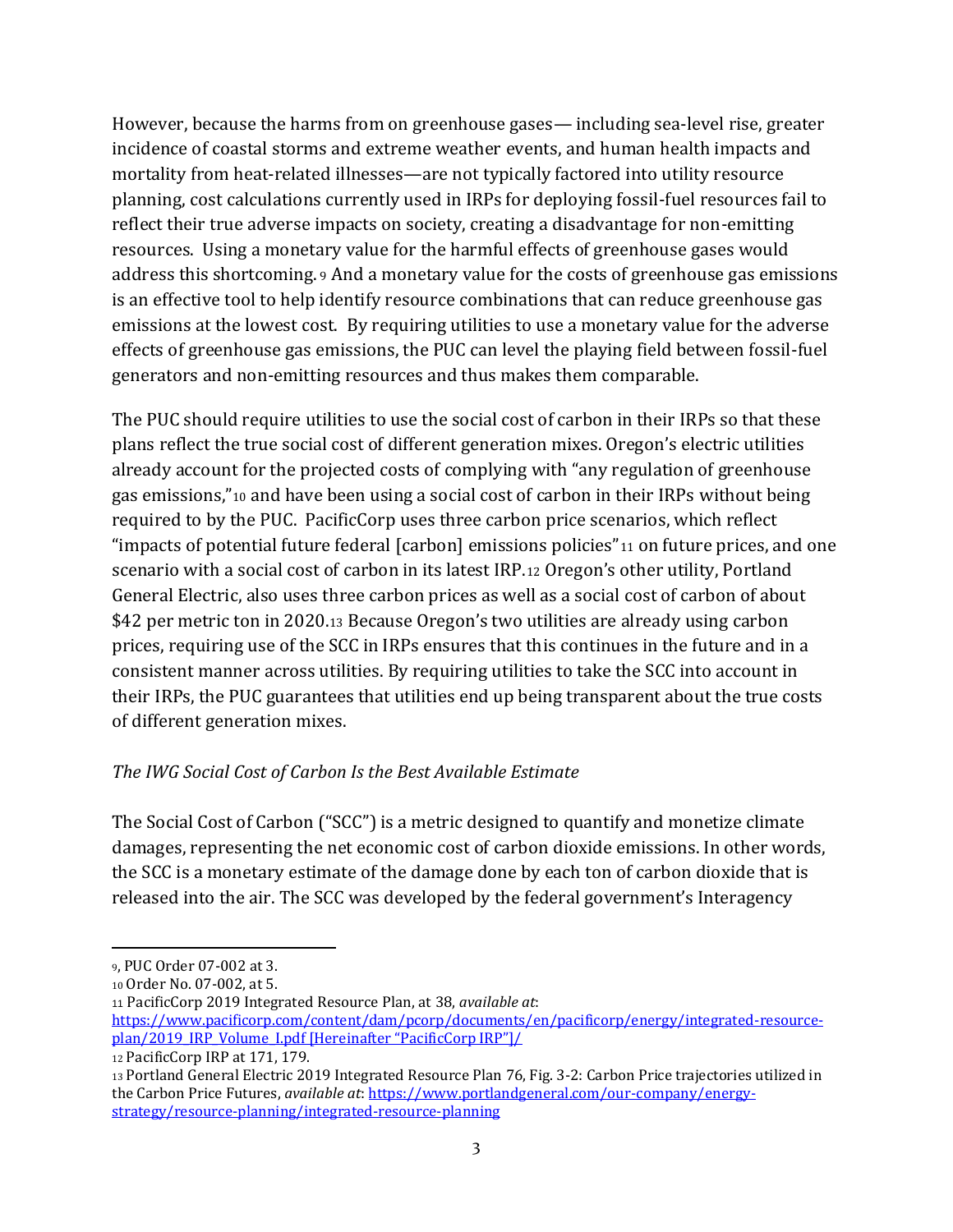However, because the harms from on greenhouse gases— including sea-level rise, greater incidence of coastal storms and extreme weather events, and human health impacts and mortality from heat-related illnesses—are not typically factored into utility resource planning, cost calculations currently used in IRPs for deploying fossil-fuel resources fail to reflect their true adverse impacts on society, creating a disadvantage for non-emitting resources. Using a monetary value for the harmful effects of greenhouse gases would address this shortcoming.[9] And a monetary value for the costs of greenhouse gas emissions is an effective tool to help identify resource combinations that can reduce greenhouse gas emissions at the lowest cost. By requiring utilities to use a monetary value for the adverse effects of greenhouse gas emissions, the PUC can level the playing field between fossil-fuel generators and non-emitting resources and thus makes them comparable.

The PUC should require utilities to use the social cost of carbon in their IRPs so that these plans reflect the true social cost of different generation mixes. Oregon's electric utilities already account for the projected costs of complying with "any regulation of greenhouse gas emissions,"[10] and have been using a social cost of carbon in their IRPs without being required to by the PUC. PacificCorp uses three carbon price scenarios, which reflect "impacts of potential future federal [carbon] emissions policies"[11] on future prices, and one scenario with a social cost of carbon in its latest IRP.[12] Oregon's other utility, Portland General Electric, also uses three carbon prices as well as a social cost of carbon of about $42 per metric ton in 2020.[13] Because Oregon's two utilities are already using carbon prices, requiring use of the SCC in IRPs ensures that this continues in the future and in a consistent manner across utilities. By requiring utilities to take the SCC into account in their IRPs, the PUC guarantees that utilities end up being transparent about the true costs of different generation mixes.

*The IWG Social Cost of Carbon Is the Best Available Estimate*

The Social Cost of Carbon ("SCC") is a metric designed to quantify and monetize climate damages, representing the net economic cost of carbon dioxide emissions. In other words, the SCC is a monetary estimate of the damage done by each ton of carbon dioxide that is released into the air. The SCC was developed by the federal government's Interagency

---

[9], PUC Order 07-002 at 3.

[10] Order No. 07-002, at 5.

[11] PacificCorp 2019 Integrated Resource Plan, at 38, *available at*: https://www.pacificorp.com/content/dam/pcorp/documents/en/pacificorp/energy/integrated-resource-plan/2019_IRP_Volume_I.pdf [Hereinafter "PacificCorp IRP"]/

[12] PacificCorp IRP at 171, 179.

[13] Portland General Electric 2019 Integrated Resource Plan 76, Fig. 3-2: Carbon Price trajectories utilized in the Carbon Price Futures, *available at*: https://www.portlandgeneral.com/our-company/energy-strategy/resource-planning/integrated-resource-planning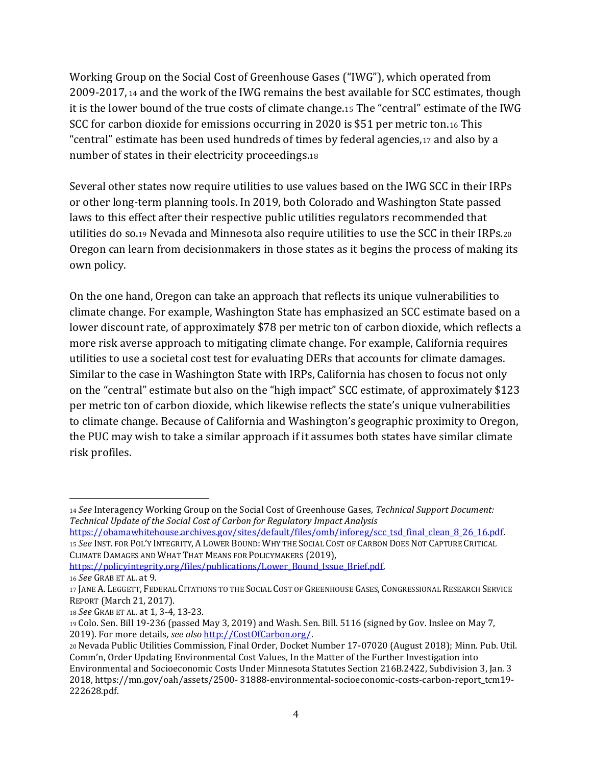Working Group on the Social Cost of Greenhouse Gases ("IWG"), which operated from 2009-2017,[14] and the work of the IWG remains the best available for SCC estimates, though it is the lower bound of the true costs of climate change.[15] The "central" estimate of the IWG SCC for carbon dioxide for emissions occurring in 2020 is $51 per metric ton.[16] This "central" estimate has been used hundreds of times by federal agencies,[17] and also by a number of states in their electricity proceedings.[18]

Several other states now require utilities to use values based on the IWG SCC in their IRPs or other long-term planning tools. In 2019, both Colorado and Washington State passed laws to this effect after their respective public utilities regulators recommended that utilities do so.[19] Nevada and Minnesota also require utilities to use the SCC in their IRPs.[20] Oregon can learn from decisionmakers in those states as it begins the process of making its own policy.

On the one hand, Oregon can take an approach that reflects its unique vulnerabilities to climate change. For example, Washington State has emphasized an SCC estimate based on a lower discount rate, of approximately $78 per metric ton of carbon dioxide, which reflects a more risk averse approach to mitigating climate change. For example, California requires utilities to use a societal cost test for evaluating DERs that accounts for climate damages. Similar to the case in Washington State with IRPs, California has chosen to focus not only on the "central" estimate but also on the "high impact" SCC estimate, of approximately $123 per metric ton of carbon dioxide, which likewise reflects the state's unique vulnerabilities to climate change. Because of California and Washington's geographic proximity to Oregon, the PUC may wish to take a similar approach if it assumes both states have similar climate risk profiles.

---

[14] *See* Interagency Working Group on the Social Cost of Greenhouse Gases, *Technical Support Document: Technical Update of the Social Cost of Carbon for Regulatory Impact Analysis* https://obamawhitehouse.archives.gov/sites/default/files/omb/inforeg/scc_tsd_final_clean_8_26_16.pdf.

[15] *See* INST. FOR POL'Y INTEGRITY, A LOWER BOUND: WHY THE SOCIAL COST OF CARBON DOES NOT CAPTURE CRITICAL CLIMATE DAMAGES AND WHAT THAT MEANS FOR POLICYMAKERS (2019), https://policyintegrity.org/files/publications/Lower_Bound_Issue_Brief.pdf.

[16] *See* GRAB ET AL. at 9.

[17] JANE A. LEGGETT, FEDERAL CITATIONS TO THE SOCIAL COST OF GREENHOUSE GASES, CONGRESSIONAL RESEARCH SERVICE REPORT (March 21, 2017).

[18] *See* GRAB ET AL. at 1, 3-4, 13-23.

[19] Colo. Sen. Bill 19-236 (passed May 3, 2019) and Wash. Sen. Bill. 5116 (signed by Gov. Inslee on May 7, 2019). For more details, *see also* http://CostOfCarbon.org/.

[20] Nevada Public Utilities Commission, Final Order, Docket Number 17-07020 (August 2018); Minn. Pub. Util. Comm'n, Order Updating Environmental Cost Values, In the Matter of the Further Investigation into Environmental and Socioeconomic Costs Under Minnesota Statutes Section 216B.2422, Subdivision 3, Jan. 3 2018, https://mn.gov/oah/assets/2500- 31888-environmental-socioeconomic-costs-carbon-report_tcm19-222628.pdf.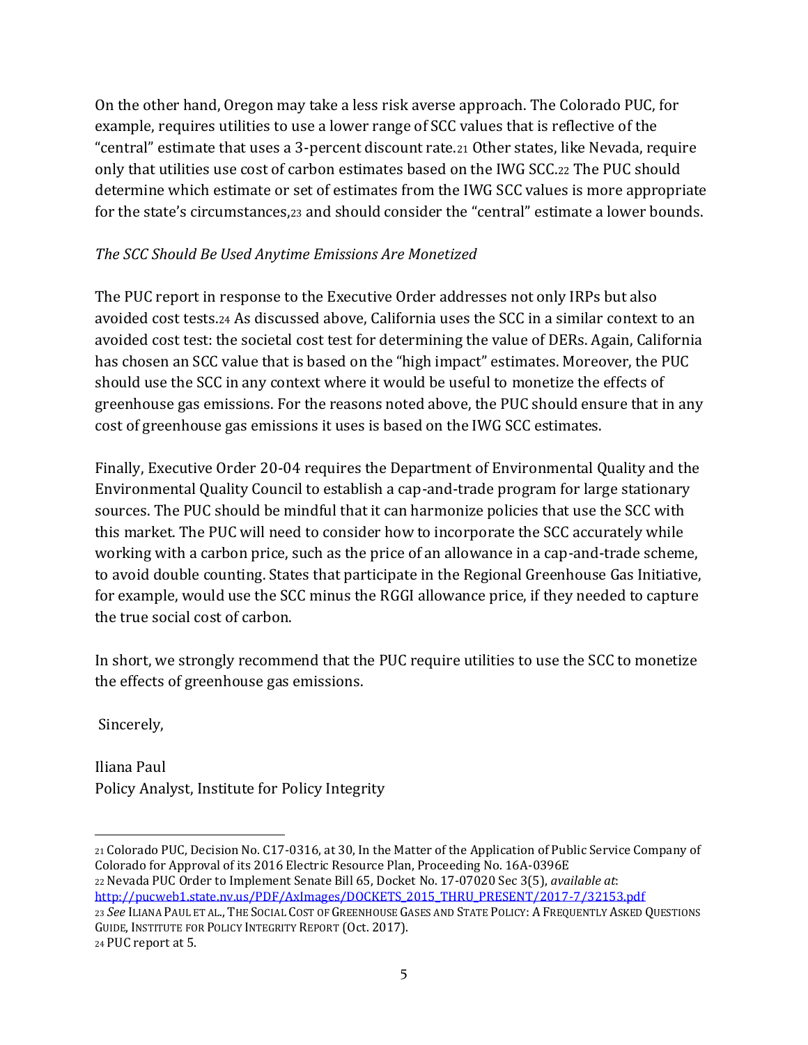On the other hand, Oregon may take a less risk averse approach. The Colorado PUC, for example, requires utilities to use a lower range of SCC values that is reflective of the "central" estimate that uses a 3-percent discount rate.[21] Other states, like Nevada, require only that utilities use cost of carbon estimates based on the IWG SCC.[22] The PUC should determine which estimate or set of estimates from the IWG SCC values is more appropriate for the state's circumstances,[23] and should consider the "central" estimate a lower bounds.

*The SCC Should Be Used Anytime Emissions Are Monetized*

The PUC report in response to the Executive Order addresses not only IRPs but also avoided cost tests.[24] As discussed above, California uses the SCC in a similar context to an avoided cost test: the societal cost test for determining the value of DERs. Again, California has chosen an SCC value that is based on the "high impact" estimates. Moreover, the PUC should use the SCC in any context where it would be useful to monetize the effects of greenhouse gas emissions. For the reasons noted above, the PUC should ensure that in any cost of greenhouse gas emissions it uses is based on the IWG SCC estimates.

Finally, Executive Order 20-04 requires the Department of Environmental Quality and the Environmental Quality Council to establish a cap-and-trade program for large stationary sources. The PUC should be mindful that it can harmonize policies that use the SCC with this market. The PUC will need to consider how to incorporate the SCC accurately while working with a carbon price, such as the price of an allowance in a cap-and-trade scheme, to avoid double counting. States that participate in the Regional Greenhouse Gas Initiative, for example, would use the SCC minus the RGGI allowance price, if they needed to capture the true social cost of carbon.

In short, we strongly recommend that the PUC require utilities to use the SCC to monetize the effects of greenhouse gas emissions.

Sincerely,

Iliana Paul
Policy Analyst, Institute for Policy Integrity

---

[21] Colorado PUC, Decision No. C17-0316, at 30, In the Matter of the Application of Public Service Company of Colorado for Approval of its 2016 Electric Resource Plan, Proceeding No. 16A-0396E

[22] Nevada PUC Order to Implement Senate Bill 65, Docket No. 17-07020 Sec 3(5), *available at*: http://pucweb1.state.nv.us/PDF/AxImages/DOCKETS_2015_THRU_PRESENT/2017-7/32153.pdf

[23] *See* ILIANA PAUL ET AL., THE SOCIAL COST OF GREENHOUSE GASES AND STATE POLICY: A FREQUENTLY ASKED QUESTIONS GUIDE, INSTITUTE FOR POLICY INTEGRITY REPORT (Oct. 2017).

[24] PUC report at 5.